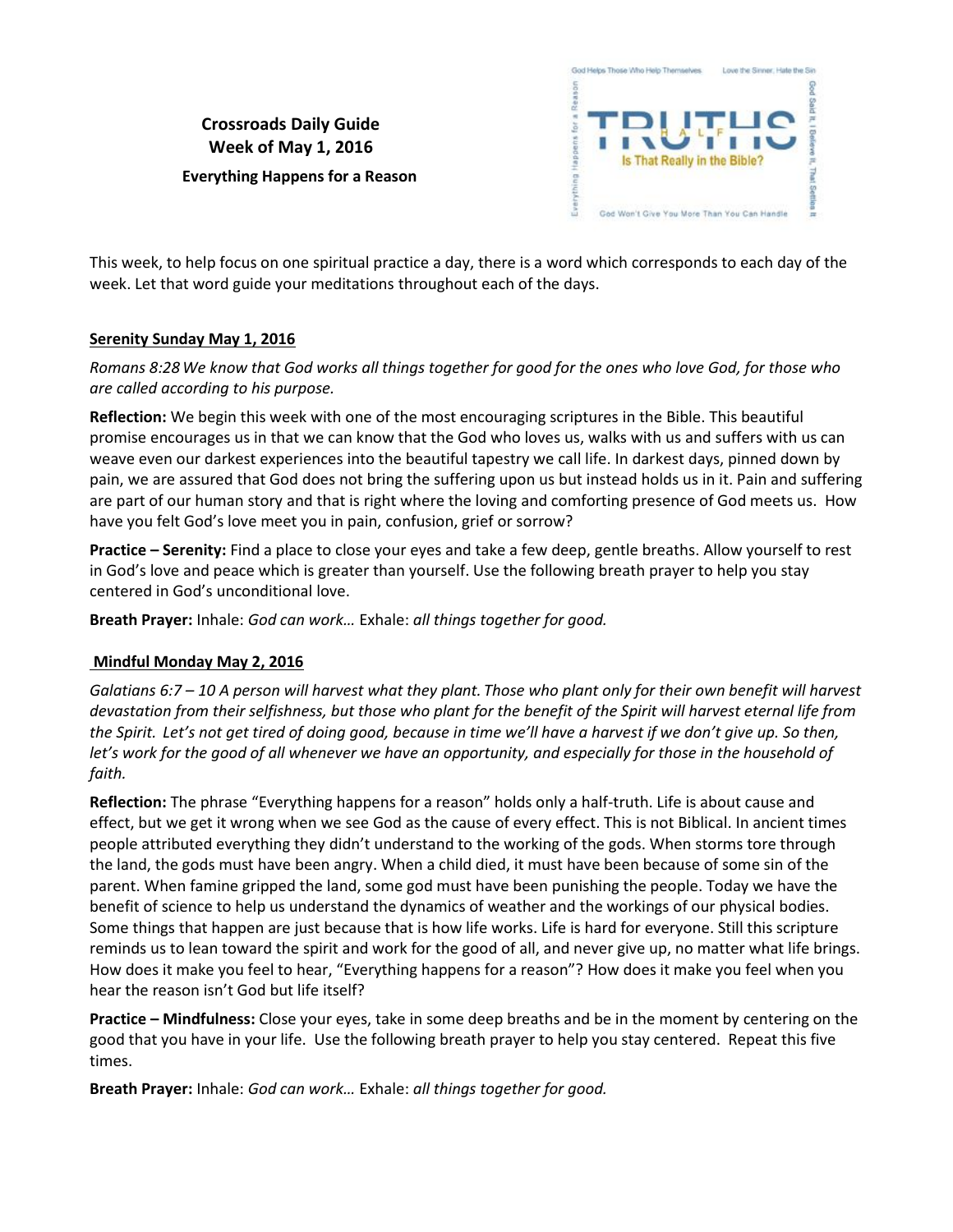**Crossroads Daily Guide**
**Week of May 1, 2016**
**Everything Happens for a Reason**

This week, to help focus on one spiritual practice a day, there is a word which corresponds to each day of the week. Let that word guide your meditations throughout each of the days.

**Serenity Sunday May 1, 2016**

*Romans 8:28 We know that God works all things together for good for the ones who love God, for those who are called according to his purpose.*

**Reflection:** We begin this week with one of the most encouraging scriptures in the Bible. This beautiful promise encourages us in that we can know that the God who loves us, walks with us and suffers with us can weave even our darkest experiences into the beautiful tapestry we call life. In darkest days, pinned down by pain, we are assured that God does not bring the suffering upon us but instead holds us in it. Pain and suffering are part of our human story and that is right where the loving and comforting presence of God meets us. How have you felt God's love meet you in pain, confusion, grief or sorrow?

**Practice – Serenity:** Find a place to close your eyes and take a few deep, gentle breaths. Allow yourself to rest in God's love and peace which is greater than yourself. Use the following breath prayer to help you stay centered in God's unconditional love.

**Breath Prayer:** Inhale: *God can work…* Exhale: *all things together for good.*

**Mindful Monday May 2, 2016**

*Galatians 6:7 – 10 A person will harvest what they plant. Those who plant only for their own benefit will harvest devastation from their selfishness, but those who plant for the benefit of the Spirit will harvest eternal life from the Spirit. Let's not get tired of doing good, because in time we'll have a harvest if we don't give up. So then, let's work for the good of all whenever we have an opportunity, and especially for those in the household of faith.*

**Reflection:** The phrase "Everything happens for a reason" holds only a half-truth. Life is about cause and effect, but we get it wrong when we see God as the cause of every effect. This is not Biblical. In ancient times people attributed everything they didn't understand to the working of the gods. When storms tore through the land, the gods must have been angry. When a child died, it must have been because of some sin of the parent. When famine gripped the land, some god must have been punishing the people. Today we have the benefit of science to help us understand the dynamics of weather and the workings of our physical bodies. Some things that happen are just because that is how life works. Life is hard for everyone. Still this scripture reminds us to lean toward the spirit and work for the good of all, and never give up, no matter what life brings. How does it make you feel to hear, "Everything happens for a reason"? How does it make you feel when you hear the reason isn't God but life itself?

**Practice – Mindfulness:** Close your eyes, take in some deep breaths and be in the moment by centering on the good that you have in your life. Use the following breath prayer to help you stay centered. Repeat this five times.

**Breath Prayer:** Inhale: *God can work…* Exhale: *all things together for good.*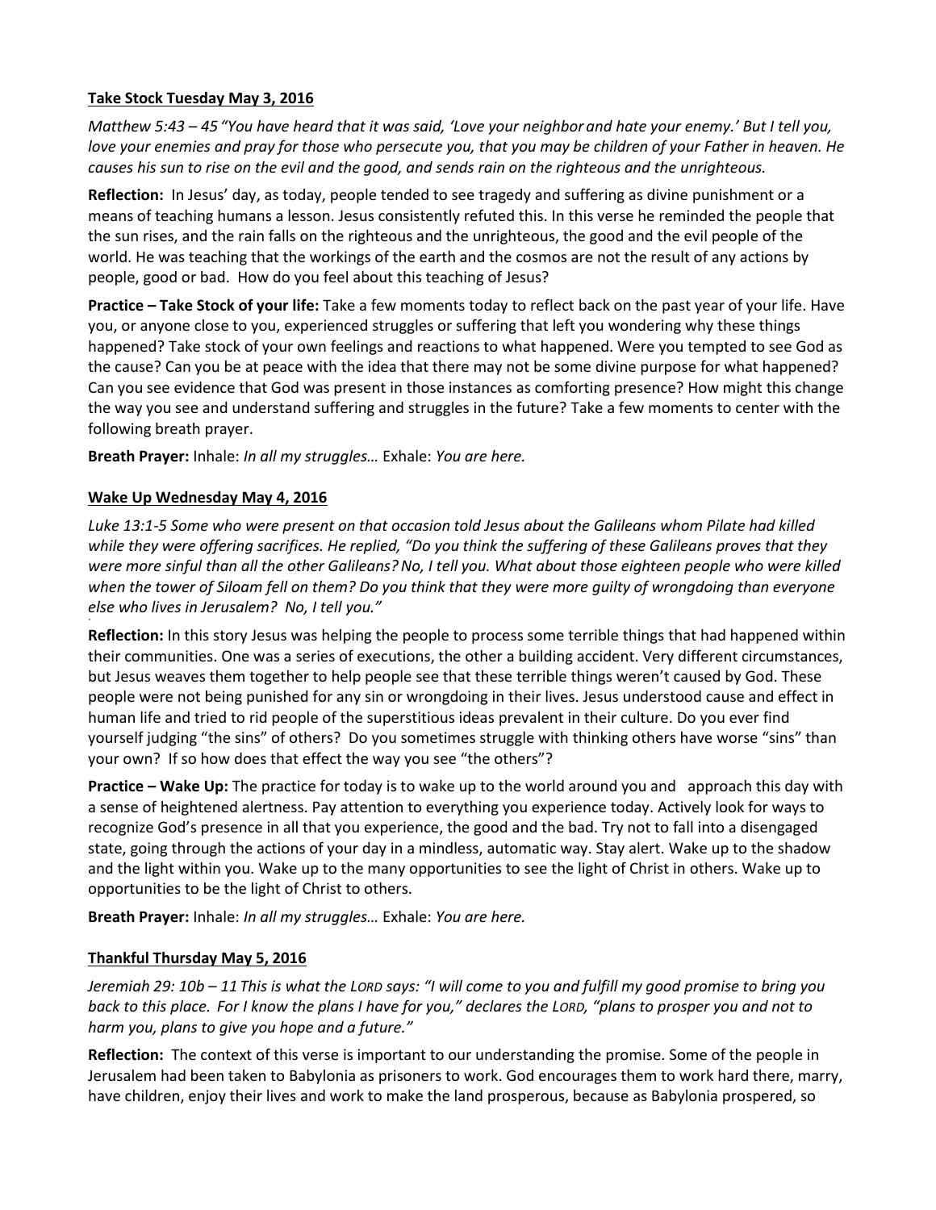**Take Stock Tuesday May 3, 2016**

*Matthew 5:43 – 45 "You have heard that it was said, 'Love your neighbor and hate your enemy.' But I tell you, love your enemies and pray for those who persecute you, that you may be children of your Father in heaven. He causes his sun to rise on the evil and the good, and sends rain on the righteous and the unrighteous.*

**Reflection:** In Jesus' day, as today, people tended to see tragedy and suffering as divine punishment or a means of teaching humans a lesson. Jesus consistently refuted this. In this verse he reminded the people that the sun rises, and the rain falls on the righteous and the unrighteous, the good and the evil people of the world. He was teaching that the workings of the earth and the cosmos are not the result of any actions by people, good or bad. How do you feel about this teaching of Jesus?

**Practice – Take Stock of your life:** Take a few moments today to reflect back on the past year of your life. Have you, or anyone close to you, experienced struggles or suffering that left you wondering why these things happened? Take stock of your own feelings and reactions to what happened. Were you tempted to see God as the cause? Can you be at peace with the idea that there may not be some divine purpose for what happened? Can you see evidence that God was present in those instances as comforting presence? How might this change the way you see and understand suffering and struggles in the future? Take a few moments to center with the following breath prayer.

**Breath Prayer:** Inhale: *In all my struggles…* Exhale: *You are here.*

**Wake Up Wednesday May 4, 2016**

*Luke 13:1-5 Some who were present on that occasion told Jesus about the Galileans whom Pilate had killed while they were offering sacrifices. He replied, "Do you think the suffering of these Galileans proves that they were more sinful than all the other Galileans? No, I tell you. What about those eighteen people who were killed when the tower of Siloam fell on them? Do you think that they were more guilty of wrongdoing than everyone else who lives in Jerusalem? No, I tell you."*

**Reflection:** In this story Jesus was helping the people to process some terrible things that had happened within their communities. One was a series of executions, the other a building accident. Very different circumstances, but Jesus weaves them together to help people see that these terrible things weren't caused by God. These people were not being punished for any sin or wrongdoing in their lives. Jesus understood cause and effect in human life and tried to rid people of the superstitious ideas prevalent in their culture. Do you ever find yourself judging "the sins" of others? Do you sometimes struggle with thinking others have worse "sins" than your own? If so how does that effect the way you see "the others"?

**Practice – Wake Up:** The practice for today is to wake up to the world around you and approach this day with a sense of heightened alertness. Pay attention to everything you experience today. Actively look for ways to recognize God's presence in all that you experience, the good and the bad. Try not to fall into a disengaged state, going through the actions of your day in a mindless, automatic way. Stay alert. Wake up to the shadow and the light within you. Wake up to the many opportunities to see the light of Christ in others. Wake up to opportunities to be the light of Christ to others.

**Breath Prayer:** Inhale: *In all my struggles…* Exhale: *You are here.*

**Thankful Thursday May 5, 2016**

*Jeremiah 29: 10b – 11 This is what the LORD says: "I will come to you and fulfill my good promise to bring you back to this place. For I know the plans I have for you," declares the LORD, "plans to prosper you and not to harm you, plans to give you hope and a future."*

**Reflection:** The context of this verse is important to our understanding the promise. Some of the people in Jerusalem had been taken to Babylonia as prisoners to work. God encourages them to work hard there, marry, have children, enjoy their lives and work to make the land prosperous, because as Babylonia prospered, so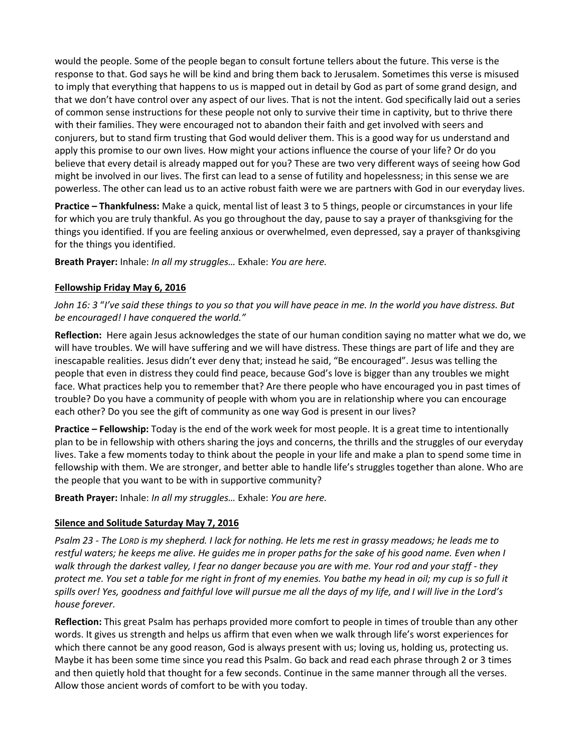would the people. Some of the people began to consult fortune tellers about the future. This verse is the response to that. God says he will be kind and bring them back to Jerusalem. Sometimes this verse is misused to imply that everything that happens to us is mapped out in detail by God as part of some grand design, and that we don't have control over any aspect of our lives. That is not the intent. God specifically laid out a series of common sense instructions for these people not only to survive their time in captivity, but to thrive there with their families. They were encouraged not to abandon their faith and get involved with seers and conjurers, but to stand firm trusting that God would deliver them. This is a good way for us understand and apply this promise to our own lives. How might your actions influence the course of your life? Or do you believe that every detail is already mapped out for you? These are two very different ways of seeing how God might be involved in our lives. The first can lead to a sense of futility and hopelessness; in this sense we are powerless. The other can lead us to an active robust faith were we are partners with God in our everyday lives.

**Practice – Thankfulness:** Make a quick, mental list of least 3 to 5 things, people or circumstances in your life for which you are truly thankful. As you go throughout the day, pause to say a prayer of thanksgiving for the things you identified. If you are feeling anxious or overwhelmed, even depressed, say a prayer of thanksgiving for the things you identified.

**Breath Prayer:** Inhale: *In all my struggles…* Exhale: *You are here.*

## Fellowship Friday May 6, 2016

*John 16: 3 "I've said these things to you so that you will have peace in me. In the world you have distress. But be encouraged! I have conquered the world."*

**Reflection:** Here again Jesus acknowledges the state of our human condition saying no matter what we do, we will have troubles. We will have suffering and we will have distress. These things are part of life and they are inescapable realities. Jesus didn't ever deny that; instead he said, "Be encouraged". Jesus was telling the people that even in distress they could find peace, because God's love is bigger than any troubles we might face. What practices help you to remember that? Are there people who have encouraged you in past times of trouble? Do you have a community of people with whom you are in relationship where you can encourage each other? Do you see the gift of community as one way God is present in our lives?

**Practice – Fellowship:** Today is the end of the work week for most people. It is a great time to intentionally plan to be in fellowship with others sharing the joys and concerns, the thrills and the struggles of our everyday lives. Take a few moments today to think about the people in your life and make a plan to spend some time in fellowship with them. We are stronger, and better able to handle life's struggles together than alone. Who are the people that you want to be with in supportive community?

**Breath Prayer:** Inhale: *In all my struggles…* Exhale: *You are here.*

## Silence and Solitude Saturday May 7, 2016

*Psalm 23 - The LORD is my shepherd. I lack for nothing. He lets me rest in grassy meadows; he leads me to restful waters; he keeps me alive. He guides me in proper paths for the sake of his good name. Even when I walk through the darkest valley, I fear no danger because you are with me. Your rod and your staff - they protect me. You set a table for me right in front of my enemies. You bathe my head in oil; my cup is so full it spills over! Yes, goodness and faithful love will pursue me all the days of my life, and I will live in the Lord's house forever.*

**Reflection:** This great Psalm has perhaps provided more comfort to people in times of trouble than any other words. It gives us strength and helps us affirm that even when we walk through life's worst experiences for which there cannot be any good reason, God is always present with us; loving us, holding us, protecting us. Maybe it has been some time since you read this Psalm. Go back and read each phrase through 2 or 3 times and then quietly hold that thought for a few seconds. Continue in the same manner through all the verses. Allow those ancient words of comfort to be with you today.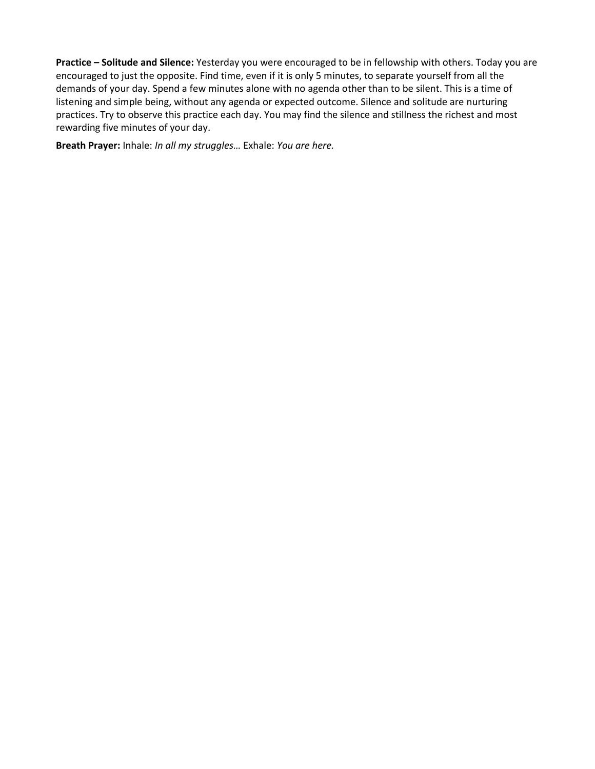**Practice – Solitude and Silence:** Yesterday you were encouraged to be in fellowship with others. Today you are encouraged to just the opposite. Find time, even if it is only 5 minutes, to separate yourself from all the demands of your day. Spend a few minutes alone with no agenda other than to be silent. This is a time of listening and simple being, without any agenda or expected outcome. Silence and solitude are nurturing practices. Try to observe this practice each day. You may find the silence and stillness the richest and most rewarding five minutes of your day.

**Breath Prayer:** Inhale: *In all my struggles…* Exhale: *You are here.*